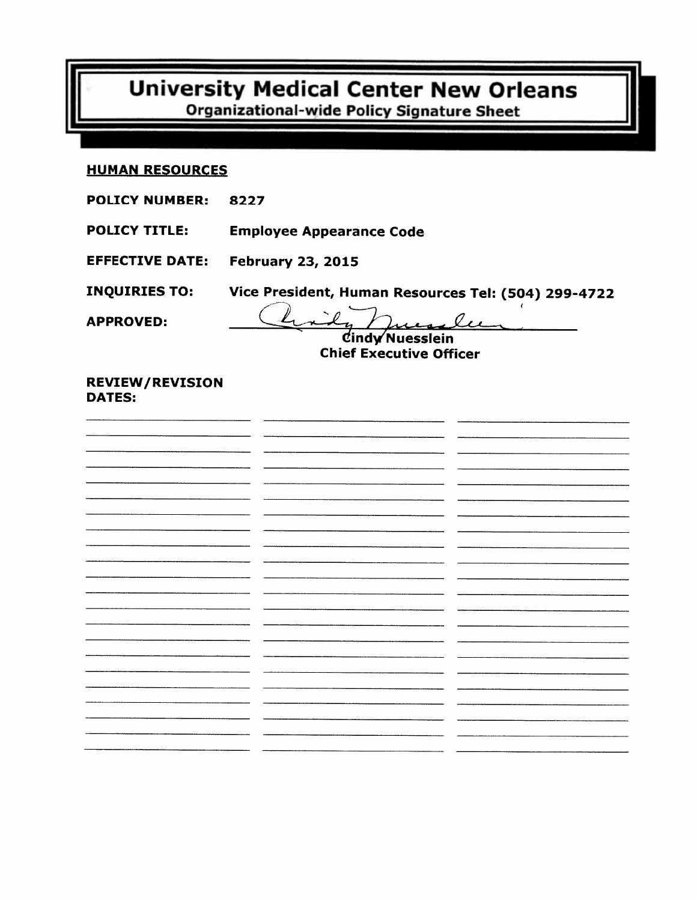# University Medical Center New Orleans

## Organizational-wide Policy Signature Sheet

**HUMAN RESOURCES**

**POLICY NUMBER:** 8227

**POLICY TITLE:** Employee Appearance Code

**EFFECTIVE DATE:** February 23, 2015

**INQUIRIES TO:** Vice President, Human Resources Tel: (504) 299-4722

**APPROVED:** ______________________________

Cindy Nuesslein
Chief Executive Officer

**REVIEW/REVISION DATES:**

| | | |
|---|---|---|
| | | |
| | | |
| | | |
| | | |
| | | |
| | | |
| | | |
| | | |
| | | |
| | | |
| | | |
| | | |
| | | |
| | | |
| | | |
| | | |
| | | |
| | | |
| | | |
| | | |
| | | |
| | | |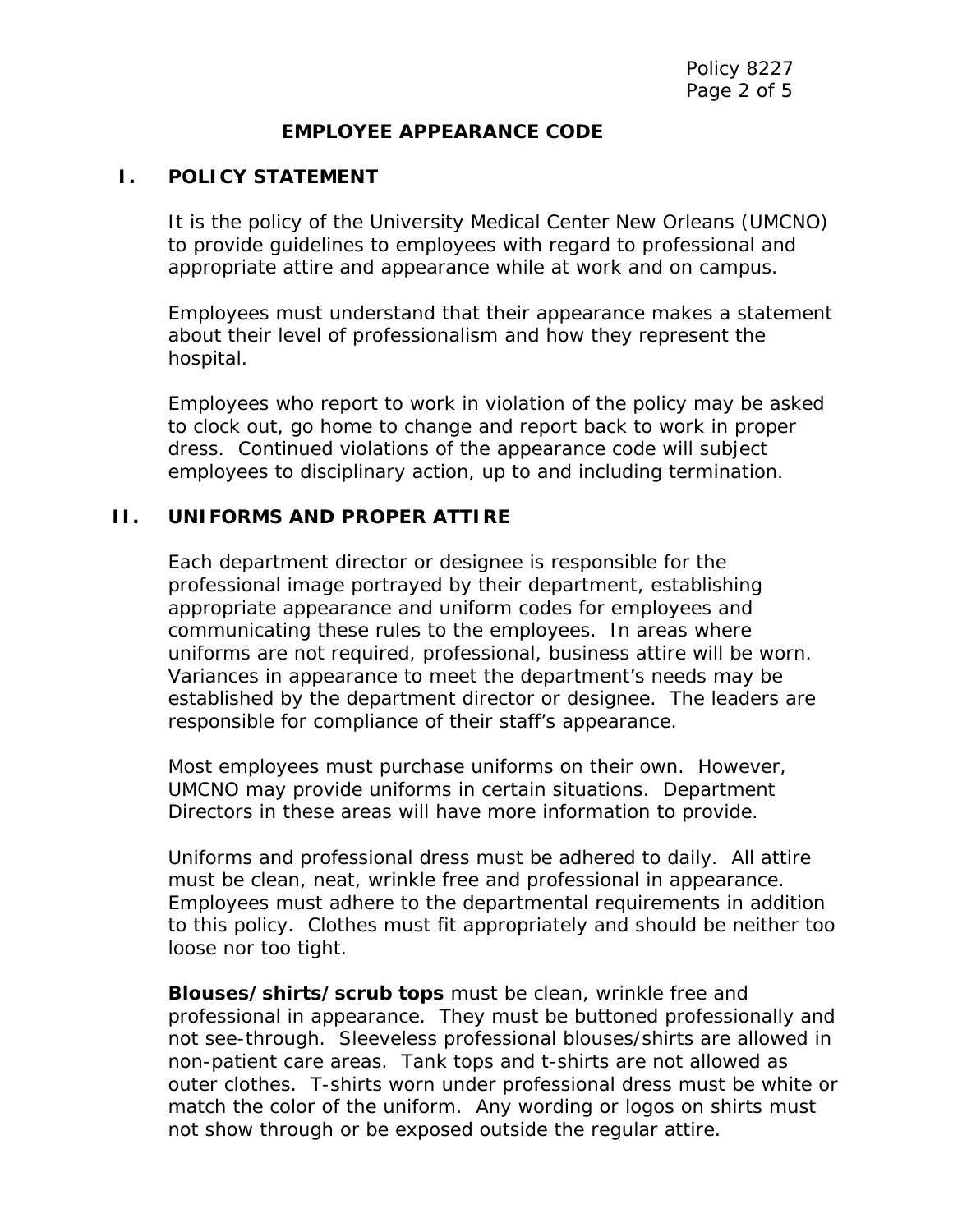# EMPLOYEE APPEARANCE CODE

## I. POLICY STATEMENT

It is the policy of the University Medical Center New Orleans (UMCNO) to provide guidelines to employees with regard to professional and appropriate attire and appearance while at work and on campus.

Employees must understand that their appearance makes a statement about their level of professionalism and how they represent the hospital.

Employees who report to work in violation of the policy may be asked to clock out, go home to change and report back to work in proper dress. Continued violations of the appearance code will subject employees to disciplinary action, up to and including termination.

## II. UNIFORMS AND PROPER ATTIRE

Each department director or designee is responsible for the professional image portrayed by their department, establishing appropriate appearance and uniform codes for employees and communicating these rules to the employees. In areas where uniforms are not required, professional, business attire will be worn. Variances in appearance to meet the department's needs may be established by the department director or designee. The leaders are responsible for compliance of their staff's appearance.

Most employees must purchase uniforms on their own. However, UMCNO may provide uniforms in certain situations. Department Directors in these areas will have more information to provide.

Uniforms and professional dress must be adhered to daily. All attire must be clean, neat, wrinkle free and professional in appearance. Employees must adhere to the departmental requirements in addition to this policy. Clothes must fit appropriately and should be neither too loose nor too tight.

**Blouses/shirts/scrub tops** must be clean, wrinkle free and professional in appearance. They must be buttoned professionally and not see-through. Sleeveless professional blouses/shirts are allowed in non-patient care areas. Tank tops and t-shirts are not allowed as outer clothes. T-shirts worn under professional dress must be white or match the color of the uniform. Any wording or logos on shirts must not show through or be exposed outside the regular attire.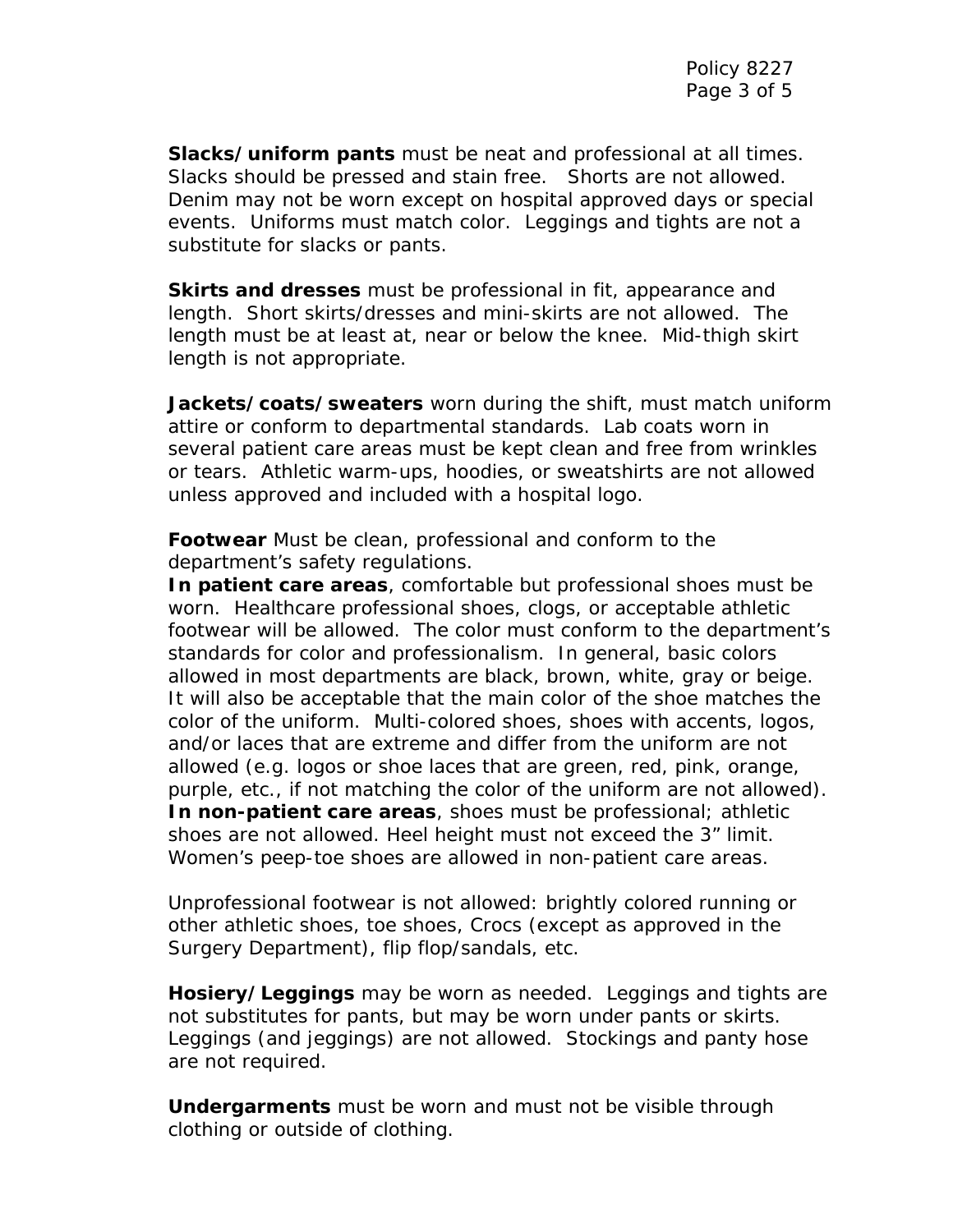**Slacks/uniform pants** must be neat and professional at all times. Slacks should be pressed and stain free. Shorts are not allowed. Denim may not be worn except on hospital approved days or special events. Uniforms must match color. Leggings and tights are not a substitute for slacks or pants.

**Skirts and dresses** must be professional in fit, appearance and length. Short skirts/dresses and mini-skirts are not allowed. The length must be at least at, near or below the knee. Mid-thigh skirt length is not appropriate.

**Jackets/coats/sweaters** worn during the shift, must match uniform attire or conform to departmental standards. Lab coats worn in several patient care areas must be kept clean and free from wrinkles or tears. Athletic warm-ups, hoodies, or sweatshirts are not allowed unless approved and included with a hospital logo.

**Footwear** Must be clean, professional and conform to the department's safety regulations.
**In patient care areas**, comfortable but professional shoes must be worn. Healthcare professional shoes, clogs, or acceptable athletic footwear will be allowed. The color must conform to the department's standards for color and professionalism. In general, basic colors allowed in most departments are black, brown, white, gray or beige. It will also be acceptable that the main color of the shoe matches the color of the uniform. Multi-colored shoes, shoes with accents, logos, and/or laces that are extreme and differ from the uniform are not allowed (e.g. logos or shoe laces that are green, red, pink, orange, purple, etc., if not matching the color of the uniform are not allowed).
**In non-patient care areas**, shoes must be professional; athletic shoes are not allowed. Heel height must not exceed the 3" limit. Women's peep-toe shoes are allowed in non-patient care areas.

Unprofessional footwear is not allowed: brightly colored running or other athletic shoes, toe shoes, Crocs (except as approved in the Surgery Department), flip flop/sandals, etc.

**Hosiery/Leggings** may be worn as needed. Leggings and tights are not substitutes for pants, but may be worn under pants or skirts. Leggings (and jeggings) are not allowed. Stockings and panty hose are not required.

**Undergarments** must be worn and must not be visible through clothing or outside of clothing.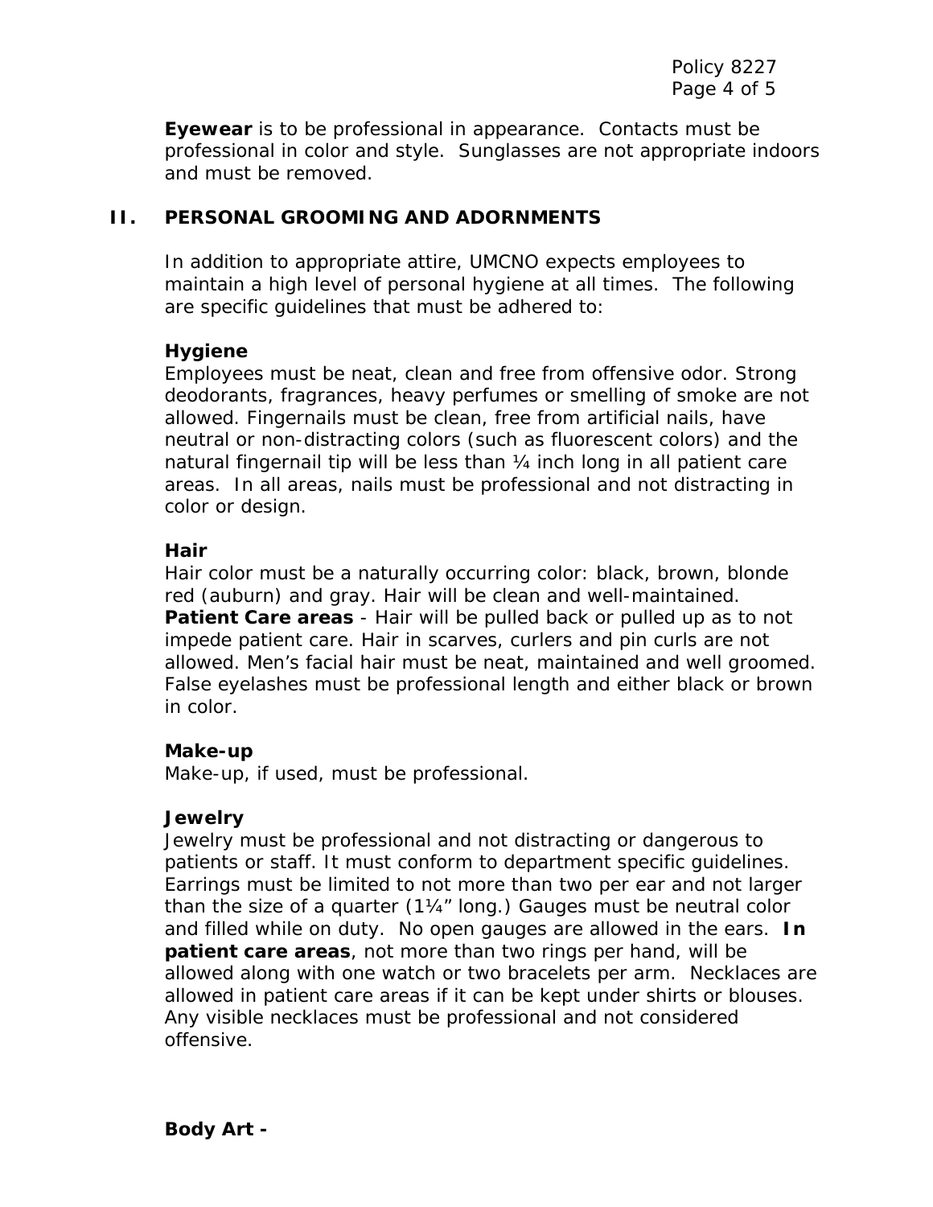**Eyewear** is to be professional in appearance. Contacts must be professional in color and style. Sunglasses are not appropriate indoors and must be removed.

## II. PERSONAL GROOMING AND ADORNMENTS

In addition to appropriate attire, UMCNO expects employees to maintain a high level of personal hygiene at all times. The following are specific guidelines that must be adhered to:

**Hygiene**
Employees must be neat, clean and free from offensive odor. Strong deodorants, fragrances, heavy perfumes or smelling of smoke are not allowed. Fingernails must be clean, free from artificial nails, have neutral or non-distracting colors (such as fluorescent colors) and the natural fingernail tip will be less than ¼ inch long in all patient care areas. In all areas, nails must be professional and not distracting in color or design.

**Hair**
Hair color must be a naturally occurring color: black, brown, blonde red (auburn) and gray. Hair will be clean and well-maintained.
**Patient Care areas** - Hair will be pulled back or pulled up as to not impede patient care. Hair in scarves, curlers and pin curls are not allowed. Men's facial hair must be neat, maintained and well groomed. False eyelashes must be professional length and either black or brown in color.

**Make-up**
Make-up, if used, must be professional.

**Jewelry**
Jewelry must be professional and not distracting or dangerous to patients or staff. It must conform to department specific guidelines. Earrings must be limited to not more than two per ear and not larger than the size of a quarter (1¼" long.) Gauges must be neutral color and filled while on duty. No open gauges are allowed in the ears. **In patient care areas**, not more than two rings per hand, will be allowed along with one watch or two bracelets per arm. Necklaces are allowed in patient care areas if it can be kept under shirts or blouses. Any visible necklaces must be professional and not considered offensive.

**Body Art -**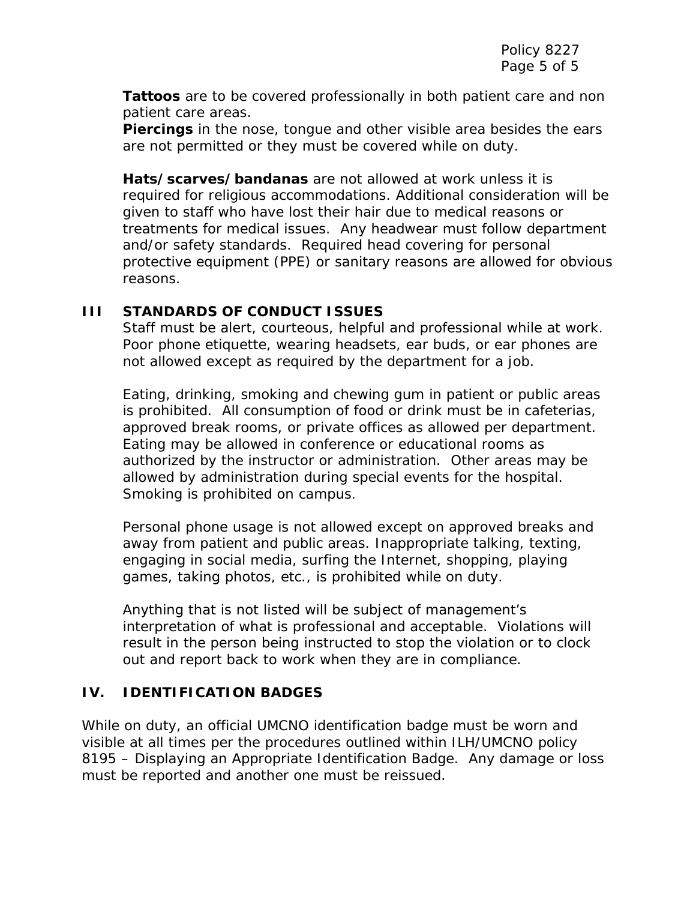**Tattoos** are to be covered professionally in both patient care and non patient care areas.
**Piercings** in the nose, tongue and other visible area besides the ears are not permitted or they must be covered while on duty.

**Hats/scarves/bandanas** are not allowed at work unless it is required for religious accommodations. Additional consideration will be given to staff who have lost their hair due to medical reasons or treatments for medical issues. Any headwear must follow department and/or safety standards. Required head covering for personal protective equipment (PPE) or sanitary reasons are allowed for obvious reasons.

## III STANDARDS OF CONDUCT ISSUES

Staff must be alert, courteous, helpful and professional while at work. Poor phone etiquette, wearing headsets, ear buds, or ear phones are not allowed except as required by the department for a job.

Eating, drinking, smoking and chewing gum in patient or public areas is prohibited. All consumption of food or drink must be in cafeterias, approved break rooms, or private offices as allowed per department. Eating may be allowed in conference or educational rooms as authorized by the instructor or administration. Other areas may be allowed by administration during special events for the hospital. Smoking is prohibited on campus.

Personal phone usage is not allowed except on approved breaks and away from patient and public areas. Inappropriate talking, texting, engaging in social media, surfing the Internet, shopping, playing games, taking photos, etc., is prohibited while on duty.

Anything that is not listed will be subject of management's interpretation of what is professional and acceptable. Violations will result in the person being instructed to stop the violation or to clock out and report back to work when they are in compliance.

## IV. IDENTIFICATION BADGES

While on duty, an official UMCNO identification badge must be worn and visible at all times per the procedures outlined within ILH/UMCNO policy 8195 – Displaying an Appropriate Identification Badge. Any damage or loss must be reported and another one must be reissued.